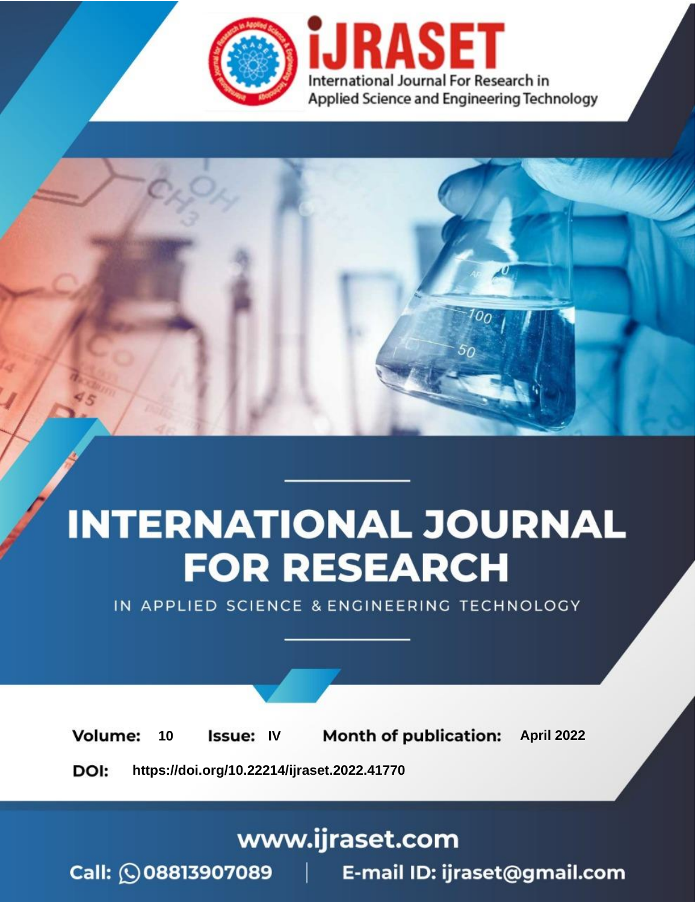# INTERNATIONAL JOURNAL FOR RESEARCH

IN APPLIED SCIENCE & ENGINEERING TECHNOLOGY

**Volume:** 10 **Issue:** IV **Month of publication:** April 2022

**DOI:** https://doi.org/10.22214/ijraset.2022.41770

www.ijraset.com

Call: 08813907089 | E-mail ID: ijraset@gmail.com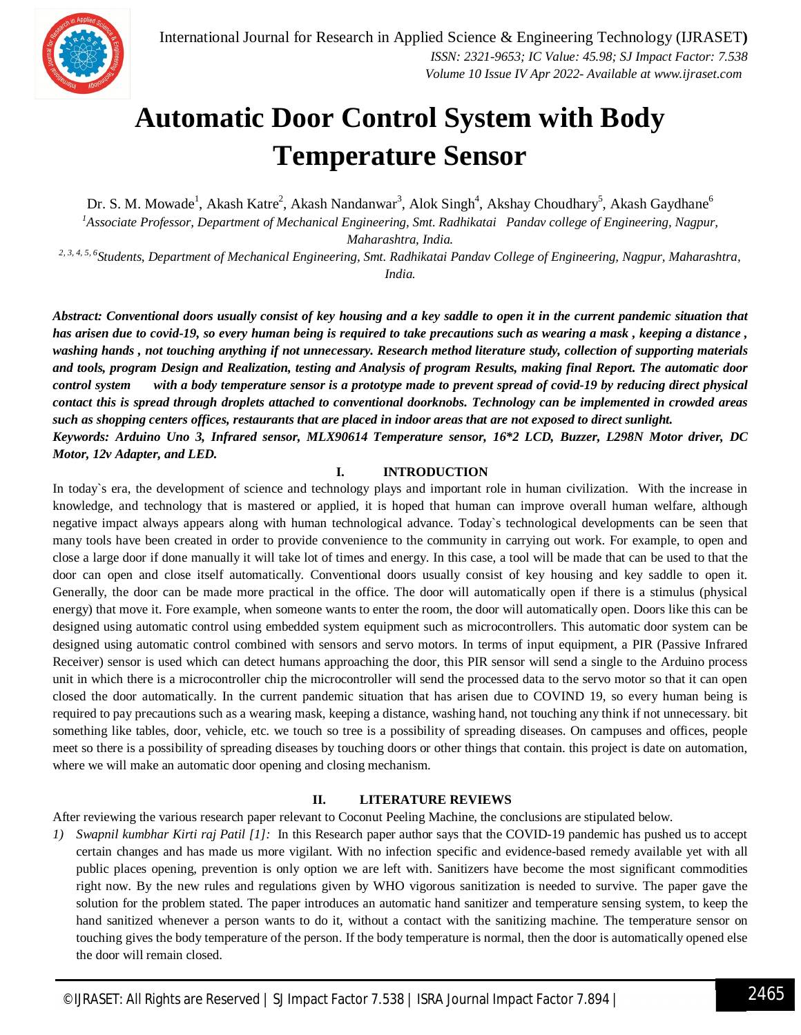# Automatic Door Control System with Body Temperature Sensor

Dr. S. M. Mowade[1], Akash Katre[2], Akash Nandanwar[3], Alok Singh[4], Akshay Choudhary[5], Akash Gaydhane[6]

[1]*Associate Professor, Department of Mechanical Engineering, Smt. Radhikatai Pandav college of Engineering, Nagpur, Maharashtra, India.*

[2, 3, 4, 5, 6]*Students, Department of Mechanical Engineering, Smt. Radhikatai Pandav College of Engineering, Nagpur, Maharashtra, India.*

***Abstract: Conventional doors usually consist of key housing and a key saddle to open it in the current pandemic situation that has arisen due to covid-19, so every human being is required to take precautions such as wearing a mask , keeping a distance , washing hands , not touching anything if not unnecessary. Research method literature study, collection of supporting materials and tools, program Design and Realization, testing and Analysis of program Results, making final Report. The automatic door control system with a body temperature sensor is a prototype made to prevent spread of covid-19 by reducing direct physical contact this is spread through droplets attached to conventional doorknobs. Technology can be implemented in crowded areas such as shopping centers offices, restaurants that are placed in indoor areas that are not exposed to direct sunlight.***

***Keywords: Arduino Uno 3, Infrared sensor, MLX90614 Temperature sensor, 16*2 LCD, Buzzer, L298N Motor driver, DC Motor, 12v Adapter, and LED.***

## I. INTRODUCTION

In today`s era, the development of science and technology plays and important role in human civilization. With the increase in knowledge, and technology that is mastered or applied, it is hoped that human can improve overall human welfare, although negative impact always appears along with human technological advance. Today`s technological developments can be seen that many tools have been created in order to provide convenience to the community in carrying out work. For example, to open and close a large door if done manually it will take lot of times and energy. In this case, a tool will be made that can be used to that the door can open and close itself automatically. Conventional doors usually consist of key housing and key saddle to open it. Generally, the door can be made more practical in the office. The door will automatically open if there is a stimulus (physical energy) that move it. Fore example, when someone wants to enter the room, the door will automatically open. Doors like this can be designed using automatic control using embedded system equipment such as microcontrollers. This automatic door system can be designed using automatic control combined with sensors and servo motors. In terms of input equipment, a PIR (Passive Infrared Receiver) sensor is used which can detect humans approaching the door, this PIR sensor will send a single to the Arduino process unit in which there is a microcontroller chip the microcontroller will send the processed data to the servo motor so that it can open closed the door automatically. In the current pandemic situation that has arisen due to COVIND 19, so every human being is required to pay precautions such as a wearing mask, keeping a distance, washing hand, not touching any think if not unnecessary. bit something like tables, door, vehicle, etc. we touch so tree is a possibility of spreading diseases. On campuses and offices, people meet so there is a possibility of spreading diseases by touching doors or other things that contain. this project is date on automation, where we will make an automatic door opening and closing mechanism.

## II. LITERATURE REVIEWS

After reviewing the various research paper relevant to Coconut Peeling Machine, the conclusions are stipulated below.

1) *Swapnil kumbhar Kirti raj Patil [1]:* In this Research paper author says that the COVID-19 pandemic has pushed us to accept certain changes and has made us more vigilant. With no infection specific and evidence-based remedy available yet with all public places opening, prevention is only option we are left with. Sanitizers have become the most significant commodities right now. By the new rules and regulations given by WHO vigorous sanitization is needed to survive. The paper gave the solution for the problem stated. The paper introduces an automatic hand sanitizer and temperature sensing system, to keep the hand sanitized whenever a person wants to do it, without a contact with the sanitizing machine. The temperature sensor on touching gives the body temperature of the person. If the body temperature is normal, then the door is automatically opened else the door will remain closed.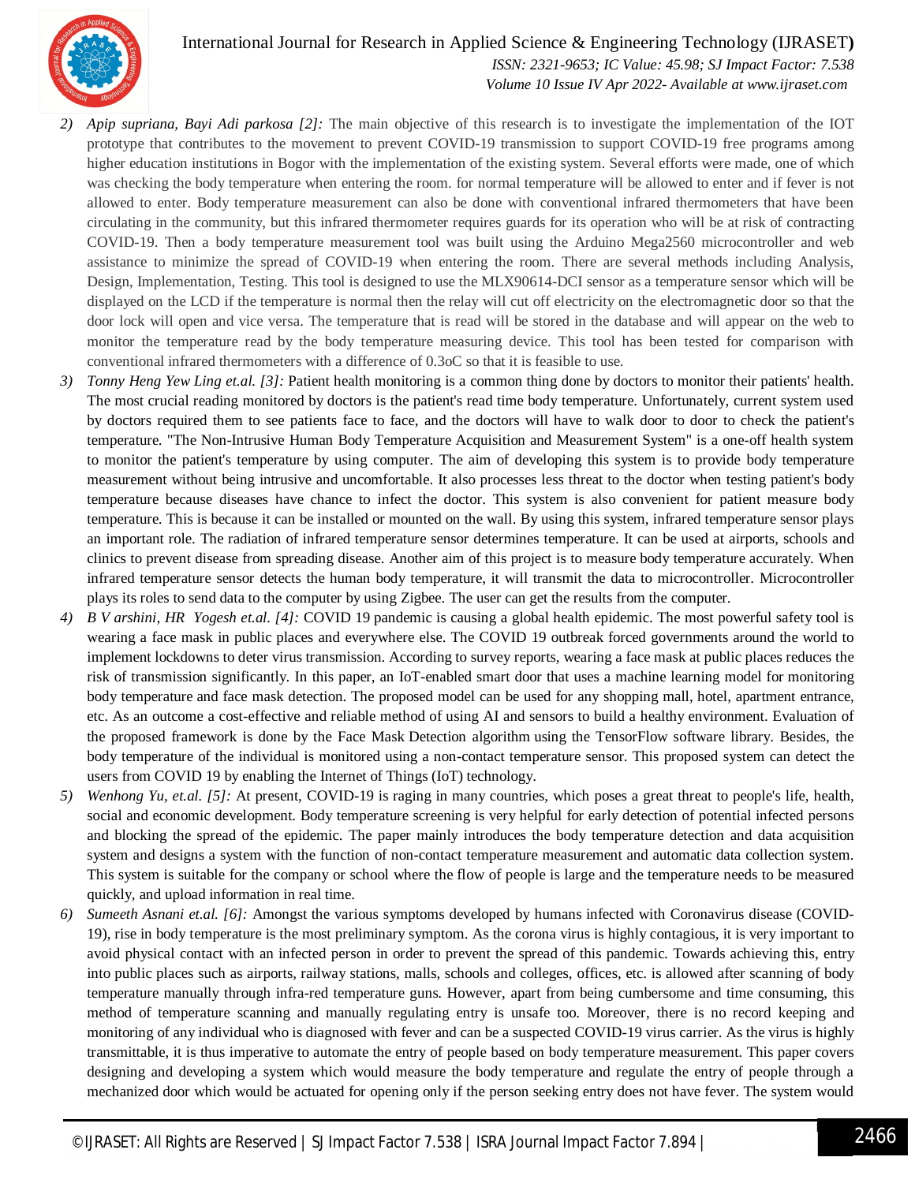2) *Apip supriana, Bayi Adi parkosa [2]:* The main objective of this research is to investigate the implementation of the IOT prototype that contributes to the movement to prevent COVID-19 transmission to support COVID-19 free programs among higher education institutions in Bogor with the implementation of the existing system. Several efforts were made, one of which was checking the body temperature when entering the room. for normal temperature will be allowed to enter and if fever is not allowed to enter. Body temperature measurement can also be done with conventional infrared thermometers that have been circulating in the community, but this infrared thermometer requires guards for its operation who will be at risk of contracting COVID-19. Then a body temperature measurement tool was built using the Arduino Mega2560 microcontroller and web assistance to minimize the spread of COVID-19 when entering the room. There are several methods including Analysis, Design, Implementation, Testing. This tool is designed to use the MLX90614-DCI sensor as a temperature sensor which will be displayed on the LCD if the temperature is normal then the relay will cut off electricity on the electromagnetic door so that the door lock will open and vice versa. The temperature that is read will be stored in the database and will appear on the web to monitor the temperature read by the body temperature measuring device. This tool has been tested for comparison with conventional infrared thermometers with a difference of 0.3oC so that it is feasible to use.
3) *Tonny Heng Yew Ling et.al. [3]:* Patient health monitoring is a common thing done by doctors to monitor their patients' health. The most crucial reading monitored by doctors is the patient's read time body temperature. Unfortunately, current system used by doctors required them to see patients face to face, and the doctors will have to walk door to door to check the patient's temperature. "The Non-Intrusive Human Body Temperature Acquisition and Measurement System" is a one-off health system to monitor the patient's temperature by using computer. The aim of developing this system is to provide body temperature measurement without being intrusive and uncomfortable. It also processes less threat to the doctor when testing patient's body temperature because diseases have chance to infect the doctor. This system is also convenient for patient measure body temperature. This is because it can be installed or mounted on the wall. By using this system, infrared temperature sensor plays an important role. The radiation of infrared temperature sensor determines temperature. It can be used at airports, schools and clinics to prevent disease from spreading disease. Another aim of this project is to measure body temperature accurately. When infrared temperature sensor detects the human body temperature, it will transmit the data to microcontroller. Microcontroller plays its roles to send data to the computer by using Zigbee. The user can get the results from the computer.
4) *B V arshini, HR Yogesh et.al. [4]:* COVID 19 pandemic is causing a global health epidemic. The most powerful safety tool is wearing a face mask in public places and everywhere else. The COVID 19 outbreak forced governments around the world to implement lockdowns to deter virus transmission. According to survey reports, wearing a face mask at public places reduces the risk of transmission significantly. In this paper, an IoT-enabled smart door that uses a machine learning model for monitoring body temperature and face mask detection. The proposed model can be used for any shopping mall, hotel, apartment entrance, etc. As an outcome a cost-effective and reliable method of using AI and sensors to build a healthy environment. Evaluation of the proposed framework is done by the Face Mask Detection algorithm using the TensorFlow software library. Besides, the body temperature of the individual is monitored using a non-contact temperature sensor. This proposed system can detect the users from COVID 19 by enabling the Internet of Things (IoT) technology.
5) *Wenhong Yu, et.al. [5]:* At present, COVID-19 is raging in many countries, which poses a great threat to people's life, health, social and economic development. Body temperature screening is very helpful for early detection of potential infected persons and blocking the spread of the epidemic. The paper mainly introduces the body temperature detection and data acquisition system and designs a system with the function of non-contact temperature measurement and automatic data collection system. This system is suitable for the company or school where the flow of people is large and the temperature needs to be measured quickly, and upload information in real time.
6) *Sumeeth Asnani et.al. [6]:* Amongst the various symptoms developed by humans infected with Coronavirus disease (COVID-19), rise in body temperature is the most preliminary symptom. As the corona virus is highly contagious, it is very important to avoid physical contact with an infected person in order to prevent the spread of this pandemic. Towards achieving this, entry into public places such as airports, railway stations, malls, schools and colleges, offices, etc. is allowed after scanning of body temperature manually through infra-red temperature guns. However, apart from being cumbersome and time consuming, this method of temperature scanning and manually regulating entry is unsafe too. Moreover, there is no record keeping and monitoring of any individual who is diagnosed with fever and can be a suspected COVID-19 virus carrier. As the virus is highly transmittable, it is thus imperative to automate the entry of people based on body temperature measurement. This paper covers designing and developing a system which would measure the body temperature and regulate the entry of people through a mechanized door which would be actuated for opening only if the person seeking entry does not have fever. The system would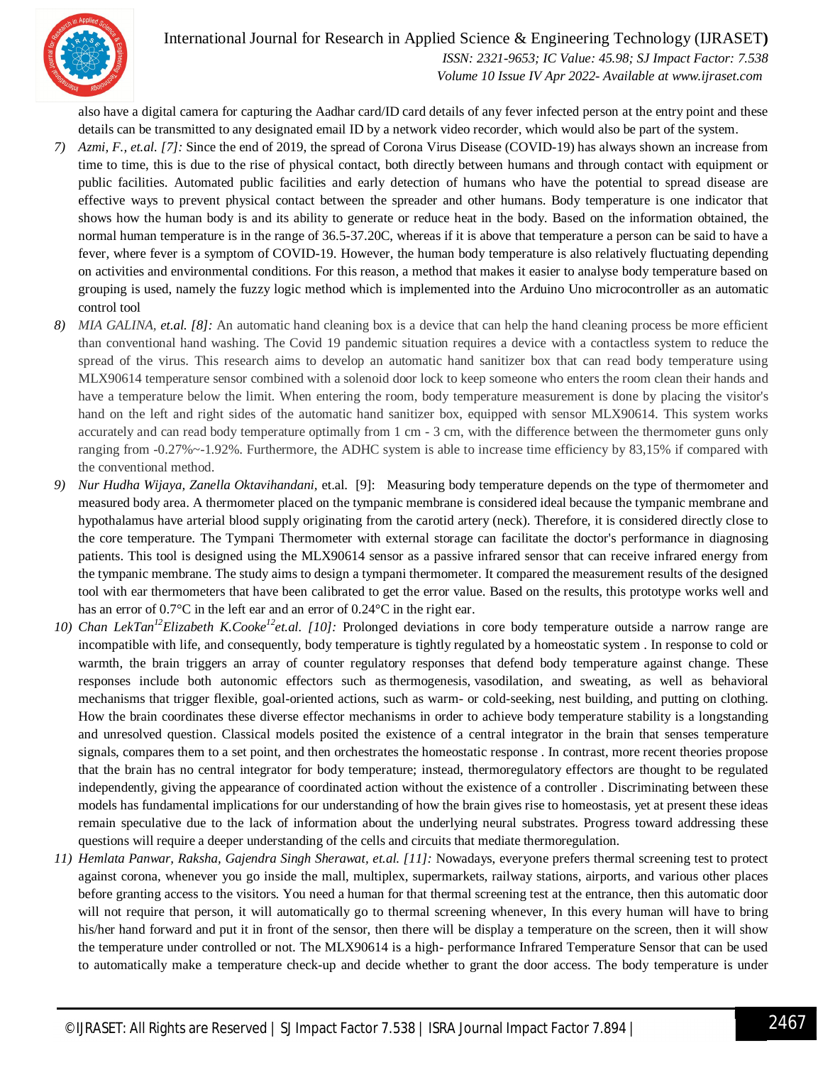also have a digital camera for capturing the Aadhar card/ID card details of any fever infected person at the entry point and these details can be transmitted to any designated email ID by a network video recorder, which would also be part of the system.

7) *Azmi, F., et.al. [7]:* Since the end of 2019, the spread of Corona Virus Disease (COVID-19) has always shown an increase from time to time, this is due to the rise of physical contact, both directly between humans and through contact with equipment or public facilities. Automated public facilities and early detection of humans who have the potential to spread disease are effective ways to prevent physical contact between the spreader and other humans. Body temperature is one indicator that shows how the human body is and its ability to generate or reduce heat in the body. Based on the information obtained, the normal human temperature is in the range of 36.5-37.20C, whereas if it is above that temperature a person can be said to have a fever, where fever is a symptom of COVID-19. However, the human body temperature is also relatively fluctuating depending on activities and environmental conditions. For this reason, a method that makes it easier to analyse body temperature based on grouping is used, namely the fuzzy logic method which is implemented into the Arduino Uno microcontroller as an automatic control tool

8) *MIA GALINA, et.al. [8]:* An automatic hand cleaning box is a device that can help the hand cleaning process be more efficient than conventional hand washing. The Covid 19 pandemic situation requires a device with a contactless system to reduce the spread of the virus. This research aims to develop an automatic hand sanitizer box that can read body temperature using MLX90614 temperature sensor combined with a solenoid door lock to keep someone who enters the room clean their hands and have a temperature below the limit. When entering the room, body temperature measurement is done by placing the visitor's hand on the left and right sides of the automatic hand sanitizer box, equipped with sensor MLX90614. This system works accurately and can read body temperature optimally from 1 cm - 3 cm, with the difference between the thermometer guns only ranging from -0.27%~-1.92%. Furthermore, the ADHC system is able to increase time efficiency by 83,15% if compared with the conventional method.

9) *Nur Hudha Wijaya, Zanella Oktavihandani,* et.al. [9]: Measuring body temperature depends on the type of thermometer and measured body area. A thermometer placed on the tympanic membrane is considered ideal because the tympanic membrane and hypothalamus have arterial blood supply originating from the carotid artery (neck). Therefore, it is considered directly close to the core temperature. The Tympani Thermometer with external storage can facilitate the doctor's performance in diagnosing patients. This tool is designed using the MLX90614 sensor as a passive infrared sensor that can receive infrared energy from the tympanic membrane. The study aims to design a tympani thermometer. It compared the measurement results of the designed tool with ear thermometers that have been calibrated to get the error value. Based on the results, this prototype works well and has an error of 0.7°C in the left ear and an error of 0.24°C in the right ear.

10) *Chan LekTan[12]Elizabeth K.Cooke[12]et.al. [10]:* Prolonged deviations in core body temperature outside a narrow range are incompatible with life, and consequently, body temperature is tightly regulated by a homeostatic system . In response to cold or warmth, the brain triggers an array of counter regulatory responses that defend body temperature against change. These responses include both autonomic effectors such as thermogenesis, vasodilation, and sweating, as well as behavioral mechanisms that trigger flexible, goal-oriented actions, such as warm- or cold-seeking, nest building, and putting on clothing. How the brain coordinates these diverse effector mechanisms in order to achieve body temperature stability is a longstanding and unresolved question. Classical models posited the existence of a central integrator in the brain that senses temperature signals, compares them to a set point, and then orchestrates the homeostatic response . In contrast, more recent theories propose that the brain has no central integrator for body temperature; instead, thermoregulatory effectors are thought to be regulated independently, giving the appearance of coordinated action without the existence of a controller . Discriminating between these models has fundamental implications for our understanding of how the brain gives rise to homeostasis, yet at present these ideas remain speculative due to the lack of information about the underlying neural substrates. Progress toward addressing these questions will require a deeper understanding of the cells and circuits that mediate thermoregulation.

11) *Hemlata Panwar, Raksha, Gajendra Singh Sherawat, et.al. [11]:* Nowadays, everyone prefers thermal screening test to protect against corona, whenever you go inside the mall, multiplex, supermarkets, railway stations, airports, and various other places before granting access to the visitors. You need a human for that thermal screening test at the entrance, then this automatic door will not require that person, it will automatically go to thermal screening whenever, In this every human will have to bring his/her hand forward and put it in front of the sensor, then there will be display a temperature on the screen, then it will show the temperature under controlled or not. The MLX90614 is a high- performance Infrared Temperature Sensor that can be used to automatically make a temperature check-up and decide whether to grant the door access. The body temperature is under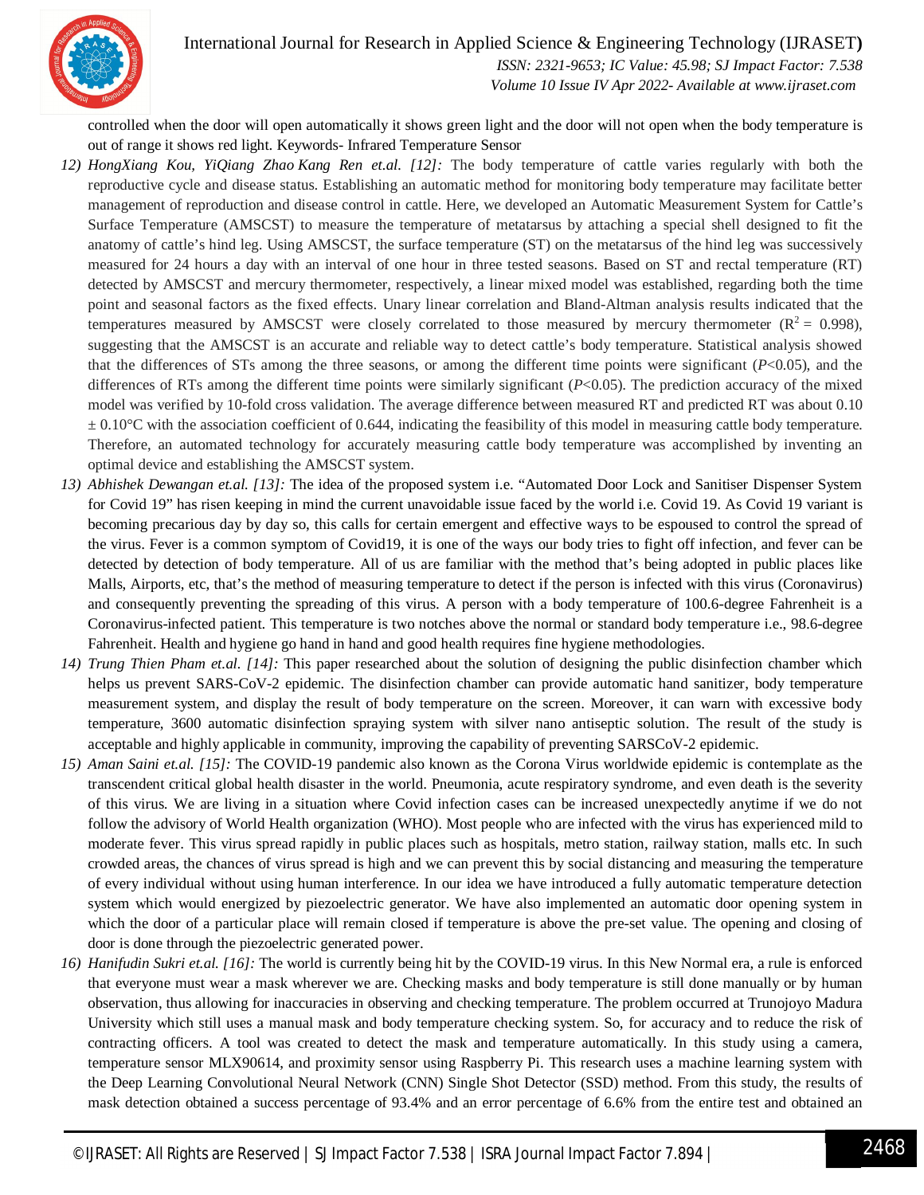controlled when the door will open automatically it shows green light and the door will not open when the body temperature is out of range it shows red light. Keywords- Infrared Temperature Sensor

12) *HongXiang Kou, YiQiang Zhao Kang Ren et.al. [12]:* The body temperature of cattle varies regularly with both the reproductive cycle and disease status. Establishing an automatic method for monitoring body temperature may facilitate better management of reproduction and disease control in cattle. Here, we developed an Automatic Measurement System for Cattle's Surface Temperature (AMSCST) to measure the temperature of metatarsus by attaching a special shell designed to fit the anatomy of cattle's hind leg. Using AMSCST, the surface temperature (ST) on the metatarsus of the hind leg was successively measured for 24 hours a day with an interval of one hour in three tested seasons. Based on ST and rectal temperature (RT) detected by AMSCST and mercury thermometer, respectively, a linear mixed model was established, regarding both the time point and seasonal factors as the fixed effects. Unary linear correlation and Bland-Altman analysis results indicated that the temperatures measured by AMSCST were closely correlated to those measured by mercury thermometer ($R^2 = 0.998$), suggesting that the AMSCST is an accurate and reliable way to detect cattle's body temperature. Statistical analysis showed that the differences of STs among the three seasons, or among the different time points were significant ($P<0.05$), and the differences of RTs among the different time points were similarly significant ($P<0.05$). The prediction accuracy of the mixed model was verified by 10-fold cross validation. The average difference between measured RT and predicted RT was about 0.10 ± 0.10°C with the association coefficient of 0.644, indicating the feasibility of this model in measuring cattle body temperature. Therefore, an automated technology for accurately measuring cattle body temperature was accomplished by inventing an optimal device and establishing the AMSCST system.
13) *Abhishek Dewangan et.al. [13]:* The idea of the proposed system i.e. "Automated Door Lock and Sanitiser Dispenser System for Covid 19" has risen keeping in mind the current unavoidable issue faced by the world i.e. Covid 19. As Covid 19 variant is becoming precarious day by day so, this calls for certain emergent and effective ways to be espoused to control the spread of the virus. Fever is a common symptom of Covid19, it is one of the ways our body tries to fight off infection, and fever can be detected by detection of body temperature. All of us are familiar with the method that's being adopted in public places like Malls, Airports, etc, that's the method of measuring temperature to detect if the person is infected with this virus (Coronavirus) and consequently preventing the spreading of this virus. A person with a body temperature of 100.6-degree Fahrenheit is a Coronavirus-infected patient. This temperature is two notches above the normal or standard body temperature i.e., 98.6-degree Fahrenheit. Health and hygiene go hand in hand and good health requires fine hygiene methodologies.
14) *Trung Thien Pham et.al. [14]:* This paper researched about the solution of designing the public disinfection chamber which helps us prevent SARS-CoV-2 epidemic. The disinfection chamber can provide automatic hand sanitizer, body temperature measurement system, and display the result of body temperature on the screen. Moreover, it can warn with excessive body temperature, 3600 automatic disinfection spraying system with silver nano antiseptic solution. The result of the study is acceptable and highly applicable in community, improving the capability of preventing SARSCoV-2 epidemic.
15) *Aman Saini et.al. [15]:* The COVID-19 pandemic also known as the Corona Virus worldwide epidemic is contemplate as the transcendent critical global health disaster in the world. Pneumonia, acute respiratory syndrome, and even death is the severity of this virus. We are living in a situation where Covid infection cases can be increased unexpectedly anytime if we do not follow the advisory of World Health organization (WHO). Most people who are infected with the virus has experienced mild to moderate fever. This virus spread rapidly in public places such as hospitals, metro station, railway station, malls etc. In such crowded areas, the chances of virus spread is high and we can prevent this by social distancing and measuring the temperature of every individual without using human interference. In our idea we have introduced a fully automatic temperature detection system which would energized by piezoelectric generator. We have also implemented an automatic door opening system in which the door of a particular place will remain closed if temperature is above the pre-set value. The opening and closing of door is done through the piezoelectric generated power.
16) *Hanifudin Sukri et.al. [16]:* The world is currently being hit by the COVID-19 virus. In this New Normal era, a rule is enforced that everyone must wear a mask wherever we are. Checking masks and body temperature is still done manually or by human observation, thus allowing for inaccuracies in observing and checking temperature. The problem occurred at Trunojoyo Madura University which still uses a manual mask and body temperature checking system. So, for accuracy and to reduce the risk of contracting officers. A tool was created to detect the mask and temperature automatically. In this study using a camera, temperature sensor MLX90614, and proximity sensor using Raspberry Pi. This research uses a machine learning system with the Deep Learning Convolutional Neural Network (CNN) Single Shot Detector (SSD) method. From this study, the results of mask detection obtained a success percentage of 93.4% and an error percentage of 6.6% from the entire test and obtained an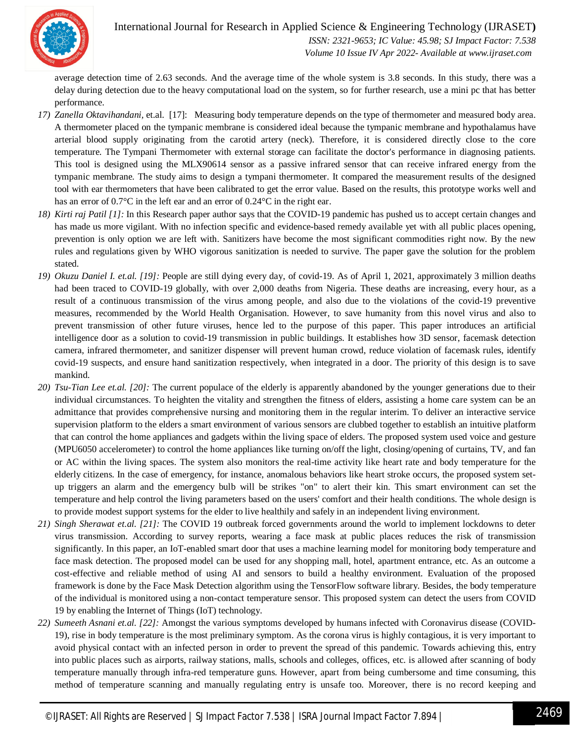average detection time of 2.63 seconds. And the average time of the whole system is 3.8 seconds. In this study, there was a delay during detection due to the heavy computational load on the system, so for further research, use a mini pc that has better performance.

17) *Zanella Oktavihandani,* et.al. [17]: Measuring body temperature depends on the type of thermometer and measured body area. A thermometer placed on the tympanic membrane is considered ideal because the tympanic membrane and hypothalamus have arterial blood supply originating from the carotid artery (neck). Therefore, it is considered directly close to the core temperature. The Tympani Thermometer with external storage can facilitate the doctor's performance in diagnosing patients. This tool is designed using the MLX90614 sensor as a passive infrared sensor that can receive infrared energy from the tympanic membrane. The study aims to design a tympani thermometer. It compared the measurement results of the designed tool with ear thermometers that have been calibrated to get the error value. Based on the results, this prototype works well and has an error of 0.7°C in the left ear and an error of 0.24°C in the right ear.
18) *Kirti raj Patil [1]:* In this Research paper author says that the COVID-19 pandemic has pushed us to accept certain changes and has made us more vigilant. With no infection specific and evidence-based remedy available yet with all public places opening, prevention is only option we are left with. Sanitizers have become the most significant commodities right now. By the new rules and regulations given by WHO vigorous sanitization is needed to survive. The paper gave the solution for the problem stated.
19) *Okuzu Daniel I. et.al. [19]:* People are still dying every day, of covid-19. As of April 1, 2021, approximately 3 million deaths had been traced to COVID-19 globally, with over 2,000 deaths from Nigeria. These deaths are increasing, every hour, as a result of a continuous transmission of the virus among people, and also due to the violations of the covid-19 preventive measures, recommended by the World Health Organisation. However, to save humanity from this novel virus and also to prevent transmission of other future viruses, hence led to the purpose of this paper. This paper introduces an artificial intelligence door as a solution to covid-19 transmission in public buildings. It establishes how 3D sensor, facemask detection camera, infrared thermometer, and sanitizer dispenser will prevent human crowd, reduce violation of facemask rules, identify covid-19 suspects, and ensure hand sanitization respectively, when integrated in a door. The priority of this design is to save mankind.
20) *Tsu-Tian Lee et.al. [20]:* The current populace of the elderly is apparently abandoned by the younger generations due to their individual circumstances. To heighten the vitality and strengthen the fitness of elders, assisting a home care system can be an admittance that provides comprehensive nursing and monitoring them in the regular interim. To deliver an interactive service supervision platform to the elders a smart environment of various sensors are clubbed together to establish an intuitive platform that can control the home appliances and gadgets within the living space of elders. The proposed system used voice and gesture (MPU6050 accelerometer) to control the home appliances like turning on/off the light, closing/opening of curtains, TV, and fan or AC within the living spaces. The system also monitors the real-time activity like heart rate and body temperature for the elderly citizens. In the case of emergency, for instance, anomalous behaviors like heart stroke occurs, the proposed system set-up triggers an alarm and the emergency bulb will be strikes "on" to alert their kin. This smart environment can set the temperature and help control the living parameters based on the users' comfort and their health conditions. The whole design is to provide modest support systems for the elder to live healthily and safely in an independent living environment.
21) *Singh Sherawat et.al. [21]:* The COVID 19 outbreak forced governments around the world to implement lockdowns to deter virus transmission. According to survey reports, wearing a face mask at public places reduces the risk of transmission significantly. In this paper, an IoT-enabled smart door that uses a machine learning model for monitoring body temperature and face mask detection. The proposed model can be used for any shopping mall, hotel, apartment entrance, etc. As an outcome a cost-effective and reliable method of using AI and sensors to build a healthy environment. Evaluation of the proposed framework is done by the Face Mask Detection algorithm using the TensorFlow software library. Besides, the body temperature of the individual is monitored using a non-contact temperature sensor. This proposed system can detect the users from COVID 19 by enabling the Internet of Things (IoT) technology.
22) *Sumeeth Asnani et.al. [22]:* Amongst the various symptoms developed by humans infected with Coronavirus disease (COVID-19), rise in body temperature is the most preliminary symptom. As the corona virus is highly contagious, it is very important to avoid physical contact with an infected person in order to prevent the spread of this pandemic. Towards achieving this, entry into public places such as airports, railway stations, malls, schools and colleges, offices, etc. is allowed after scanning of body temperature manually through infra-red temperature guns. However, apart from being cumbersome and time consuming, this method of temperature scanning and manually regulating entry is unsafe too. Moreover, there is no record keeping and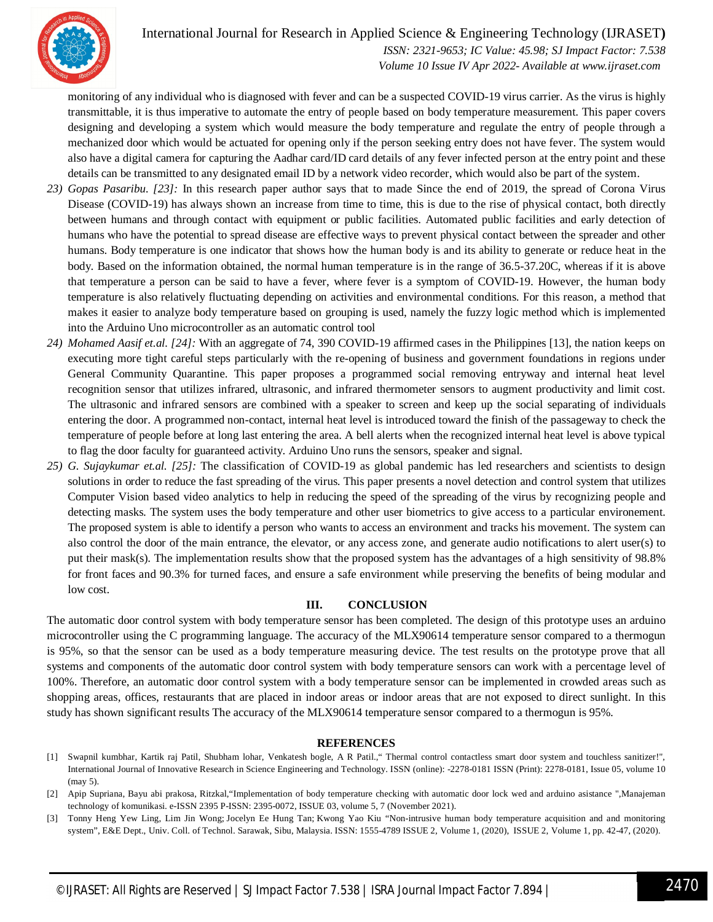monitoring of any individual who is diagnosed with fever and can be a suspected COVID-19 virus carrier. As the virus is highly transmittable, it is thus imperative to automate the entry of people based on body temperature measurement. This paper covers designing and developing a system which would measure the body temperature and regulate the entry of people through a mechanized door which would be actuated for opening only if the person seeking entry does not have fever. The system would also have a digital camera for capturing the Aadhar card/ID card details of any fever infected person at the entry point and these details can be transmitted to any designated email ID by a network video recorder, which would also be part of the system.

23) *Gopas Pasaribu. [23]:* In this research paper author says that to made Since the end of 2019, the spread of Corona Virus Disease (COVID-19) has always shown an increase from time to time, this is due to the rise of physical contact, both directly between humans and through contact with equipment or public facilities. Automated public facilities and early detection of humans who have the potential to spread disease are effective ways to prevent physical contact between the spreader and other humans. Body temperature is one indicator that shows how the human body is and its ability to generate or reduce heat in the body. Based on the information obtained, the normal human temperature is in the range of 36.5-37.20C, whereas if it is above that temperature a person can be said to have a fever, where fever is a symptom of COVID-19. However, the human body temperature is also relatively fluctuating depending on activities and environmental conditions. For this reason, a method that makes it easier to analyze body temperature based on grouping is used, namely the fuzzy logic method which is implemented into the Arduino Uno microcontroller as an automatic control tool

24) *Mohamed Aasif et.al. [24]:* With an aggregate of 74, 390 COVID-19 affirmed cases in the Philippines [13], the nation keeps on executing more tight careful steps particularly with the re-opening of business and government foundations in regions under General Community Quarantine. This paper proposes a programmed social removing entryway and internal heat level recognition sensor that utilizes infrared, ultrasonic, and infrared thermometer sensors to augment productivity and limit cost. The ultrasonic and infrared sensors are combined with a speaker to screen and keep up the social separating of individuals entering the door. A programmed non-contact, internal heat level is introduced toward the finish of the passageway to check the temperature of people before at long last entering the area. A bell alerts when the recognized internal heat level is above typical to flag the door faculty for guaranteed activity. Arduino Uno runs the sensors, speaker and signal.

25) *G. Sujaykumar et.al. [25]:* The classification of COVID-19 as global pandemic has led researchers and scientists to design solutions in order to reduce the fast spreading of the virus. This paper presents a novel detection and control system that utilizes Computer Vision based video analytics to help in reducing the speed of the spreading of the virus by recognizing people and detecting masks. The system uses the body temperature and other user biometrics to give access to a particular environement. The proposed system is able to identify a person who wants to access an environment and tracks his movement. The system can also control the door of the main entrance, the elevator, or any access zone, and generate audio notifications to alert user(s) to put their mask(s). The implementation results show that the proposed system has the advantages of a high sensitivity of 98.8% for front faces and 90.3% for turned faces, and ensure a safe environment while preserving the benefits of being modular and low cost.

## III. CONCLUSION

The automatic door control system with body temperature sensor has been completed. The design of this prototype uses an arduino microcontroller using the C programming language. The accuracy of the MLX90614 temperature sensor compared to a thermogun is 95%, so that the sensor can be used as a body temperature measuring device. The test results on the prototype prove that all systems and components of the automatic door control system with body temperature sensors can work with a percentage level of 100%. Therefore, an automatic door control system with a body temperature sensor can be implemented in crowded areas such as shopping areas, offices, restaurants that are placed in indoor areas or indoor areas that are not exposed to direct sunlight. In this study has shown significant results The accuracy of the MLX90614 temperature sensor compared to a thermogun is 95%.

## REFERENCES

[1] Swapnil kumbhar, Kartik raj Patil, Shubham lohar, Venkatesh bogle, A R Patil.," Thermal control contactless smart door system and touchless sanitizer!", International Journal of Innovative Research in Science Engineering and Technology. ISSN (online): -2278-0181 ISSN (Print): 2278-0181, Issue 05, volume 10 (may 5).

[2] Apip Supriana, Bayu abi prakosa, Ritzkal,"Implementation of body temperature checking with automatic door lock wed and arduino asistance ",Manajeman technology of komunikasi. e-ISSN 2395 P-ISSN: 2395-0072, ISSUE 03, volume 5, 7 (November 2021).

[3] Tonny Heng Yew Ling, Lim Jin Wong; Jocelyn Ee Hung Tan; Kwong Yao Kiu "Non-intrusive human body temperature acquisition and and monitoring system", E&E Dept., Univ. Coll. of Technol. Sarawak, Sibu, Malaysia. ISSN: 1555-4789 ISSUE 2, Volume 1, (2020), ISSUE 2, Volume 1, pp. 42-47, (2020).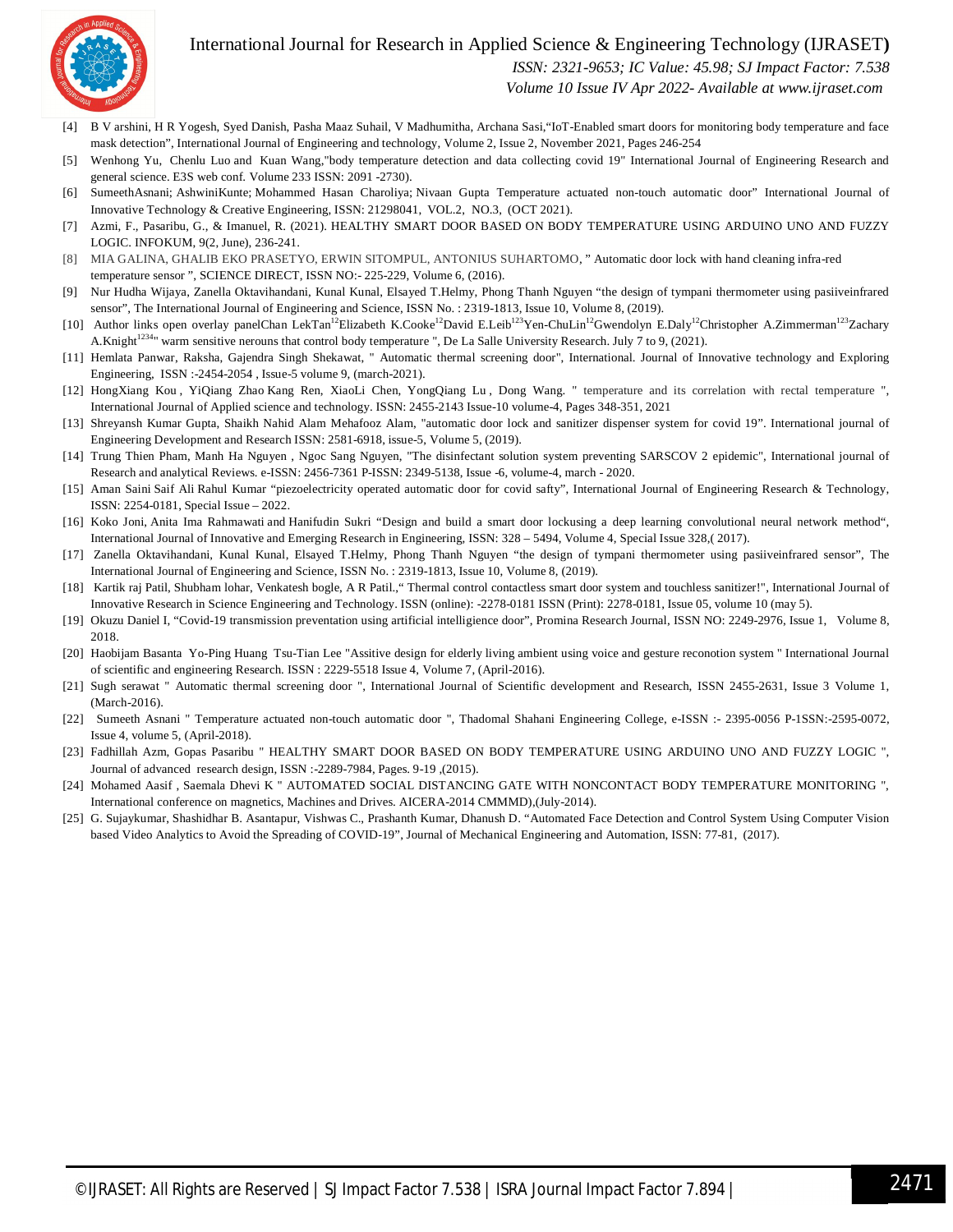[4] B V arshini, H R Yogesh, Syed Danish, Pasha Maaz Suhail, V Madhumitha, Archana Sasi,“IoT-Enabled smart doors for monitoring body temperature and face mask detection”, International Journal of Engineering and technology, Volume 2, Issue 2, November 2021, Pages 246-254

[5] Wenhong Yu, Chenlu Luo and Kuan Wang,"body temperature detection and data collecting covid 19" International Journal of Engineering Research and general science. E3S web conf. Volume 233 ISSN: 2091 -2730).

[6] SumeethAsnani; AshwiniKunte; Mohammed Hasan Charoliya; Nivaan Gupta Temperature actuated non-touch automatic door” International Journal of Innovative Technology & Creative Engineering, ISSN: 21298041, VOL.2, NO.3, (OCT 2021).

[7] Azmi, F., Pasaribu, G., & Imanuel, R. (2021). HEALTHY SMART DOOR BASED ON BODY TEMPERATURE USING ARDUINO UNO AND FUZZY LOGIC. INFOKUM, 9(2, June), 236-241.

[8] MIA GALINA, GHALIB EKO PRASETYO, ERWIN SITOMPUL, ANTONIUS SUHARTOMO, ” Automatic door lock with hand cleaning infra-red temperature sensor ”, SCIENCE DIRECT, ISSN NO:- 225-229, Volume 6, (2016).

[9] Nur Hudha Wijaya, Zanella Oktavihandani, Kunal Kunal, Elsayed T.Helmy, Phong Thanh Nguyen “the design of tympani thermometer using pasiiveinfrared sensor”, The International Journal of Engineering and Science, ISSN No. : 2319-1813, Issue 10, Volume 8, (2019).

[10] Author links open overlay panelChan LekTan[12]Elizabeth K.Cooke[12]David E.Leib[123]Yen-ChuLin[12]Gwendolyn E.Daly[12]Christopher A.Zimmerman[123]Zachary A.Knight[1234]" warm sensitive nerouns that control body temperature ", De La Salle University Research. July 7 to 9, (2021).

[11] Hemlata Panwar, Raksha, Gajendra Singh Shekawat, " Automatic thermal screening door", International. Journal of Innovative technology and Exploring Engineering, ISSN :-2454-2054 , Issue-5 volume 9, (march-2021).

[12] HongXiang Kou , YiQiang Zhao Kang Ren, XiaoLi Chen, YongQiang Lu , Dong Wang. " temperature and its correlation with rectal temperature ", International Journal of Applied science and technology. ISSN: 2455-2143 Issue-10 volume-4, Pages 348-351, 2021

[13] Shreyansh Kumar Gupta, Shaikh Nahid Alam Mehafooz Alam, "automatic door lock and sanitizer dispenser system for covid 19”. International journal of Engineering Development and Research ISSN: 2581-6918, issue-5, Volume 5, (2019).

[14] Trung Thien Pham, Manh Ha Nguyen , Ngoc Sang Nguyen, "The disinfectant solution system preventing SARSCOV 2 epidemic", International journal of Research and analytical Reviews. e-ISSN: 2456-7361 P-ISSN: 2349-5138, Issue -6, volume-4, march - 2020.

[15] Aman Saini Saif Ali Rahul Kumar “piezoelectricity operated automatic door for covid safty”, International Journal of Engineering Research & Technology, ISSN: 2254-0181, Special Issue – 2022.

[16] Koko Joni, Anita Ima Rahmawati and Hanifudin Sukri “Design and build a smart door lockusing a deep learning convolutional neural network method“, International Journal of Innovative and Emerging Research in Engineering, ISSN: 328 – 5494, Volume 4, Special Issue 328,( 2017).

[17] Zanella Oktavihandani, Kunal Kunal, Elsayed T.Helmy, Phong Thanh Nguyen “the design of tympani thermometer using pasiiveinfrared sensor”, The International Journal of Engineering and Science, ISSN No. : 2319-1813, Issue 10, Volume 8, (2019).

[18] Kartik raj Patil, Shubham lohar, Venkatesh bogle, A R Patil.,“ Thermal control contactless smart door system and touchless sanitizer!", International Journal of Innovative Research in Science Engineering and Technology. ISSN (online): -2278-0181 ISSN (Print): 2278-0181, Issue 05, volume 10 (may 5).

[19] Okuzu Daniel I, “Covid-19 transmission preventation using artificial intelligience door”, Promina Research Journal, ISSN NO: 2249-2976, Issue 1, Volume 8, 2018.

[20] Haobijam Basanta Yo-Ping Huang Tsu-Tian Lee "Assitive design for elderly living ambient using voice and gesture reconotion system " International Journal of scientific and engineering Research. ISSN : 2229-5518 Issue 4, Volume 7, (April-2016).

[21] Sugh serawat " Automatic thermal screening door ", International Journal of Scientific development and Research, ISSN 2455-2631, Issue 3 Volume 1, (March-2016).

[22] Sumeeth Asnani " Temperature actuated non-touch automatic door ", Thadomal Shahani Engineering College, e-ISSN :- 2395-0056 P-1SSN:-2595-0072, Issue 4, volume 5, (April-2018).

[23] Fadhillah Azm, Gopas Pasaribu " HEALTHY SMART DOOR BASED ON BODY TEMPERATURE USING ARDUINO UNO AND FUZZY LOGIC ", Journal of advanced research design, ISSN :-2289-7984, Pages. 9-19 ,(2015).

[24] Mohamed Aasif , Saemala Dhevi K " AUTOMATED SOCIAL DISTANCING GATE WITH NONCONTACT BODY TEMPERATURE MONITORING ", International conference on magnetics, Machines and Drives. AICERA-2014 CMMMD),(July-2014).

[25] G. Sujaykumar, Shashidhar B. Asantapur, Vishwas C., Prashanth Kumar, Dhanush D. “Automated Face Detection and Control System Using Computer Vision based Video Analytics to Avoid the Spreading of COVID-19”, Journal of Mechanical Engineering and Automation, ISSN: 77-81, (2017).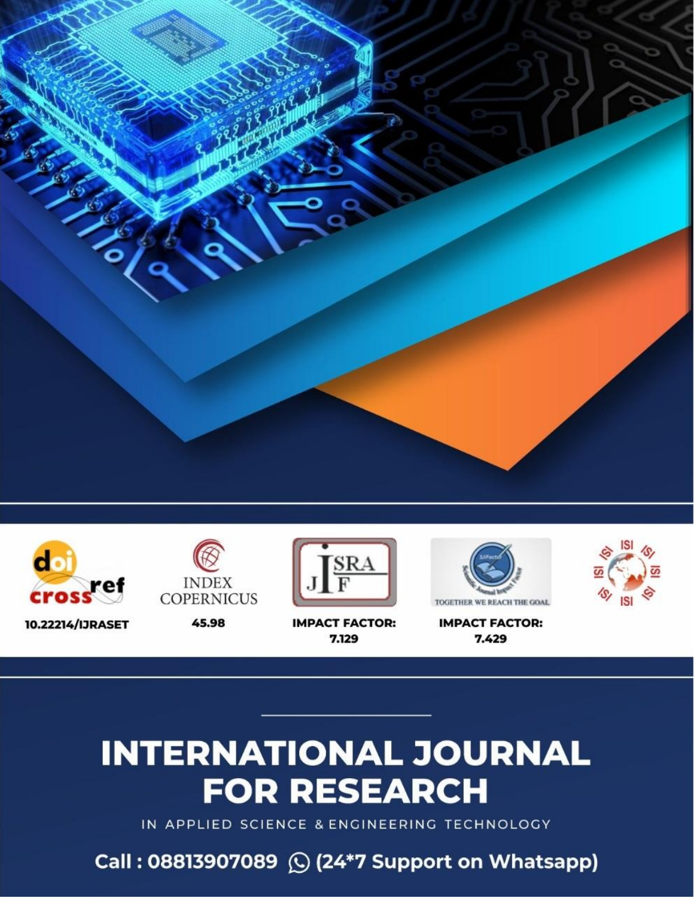10.22214/IJRASET

INDEX COPERNICUS

45.98

IMPACT FACTOR: 7.129

IMPACT FACTOR: 7.429

# INTERNATIONAL JOURNAL FOR RESEARCH

IN APPLIED SCIENCE & ENGINEERING TECHNOLOGY

Call : 08813907089 (24*7 Support on Whatsapp)